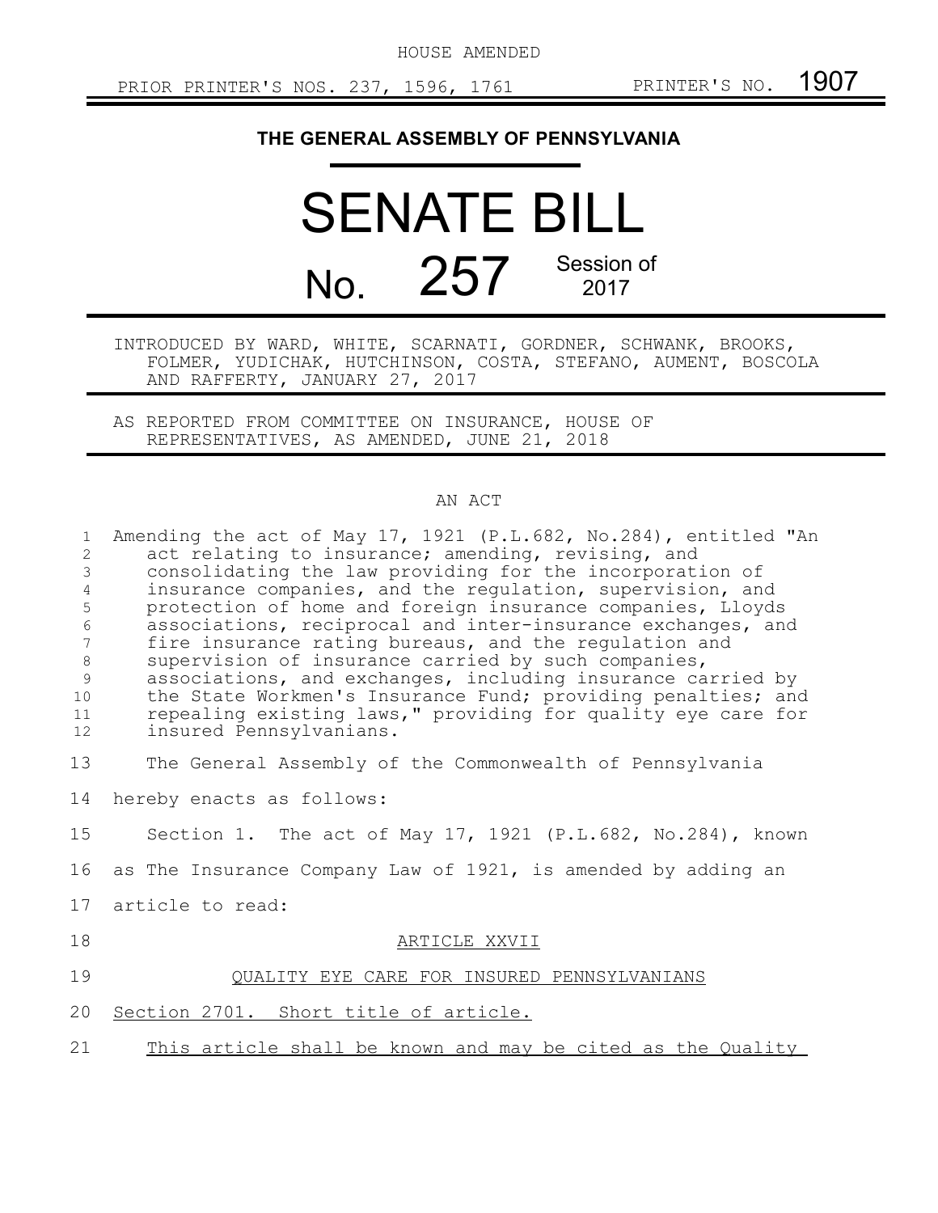HOUSE AMENDED

PRIOR PRINTER'S NOS. 237, 1596, 1761 PRINTER'S NO. 1907

**THE GENERAL ASSEMBLY OF PENNSYLVANIA**

# SENATE BILL

# No. 257 Session of 2017

INTRODUCED BY WARD, WHITE, SCARNATI, GORDNER, SCHWANK, BROOKS, FOLMER, YUDICHAK, HUTCHINSON, COSTA, STEFANO, AUMENT, BOSCOLA AND RAFFERTY, JANUARY 27, 2017

AS REPORTED FROM COMMITTEE ON INSURANCE, HOUSE OF REPRESENTATIVES, AS AMENDED, JUNE 21, 2018

AN ACT

1 Amending the act of May 17, 1921 (P.L.682, No.284), entitled "An
2 act relating to insurance; amending, revising, and
3 consolidating the law providing for the incorporation of
4 insurance companies, and the regulation, supervision, and
5 protection of home and foreign insurance companies, Lloyds
6 associations, reciprocal and inter-insurance exchanges, and
7 fire insurance rating bureaus, and the regulation and
8 supervision of insurance carried by such companies,
9 associations, and exchanges, including insurance carried by
10 the State Workmen's Insurance Fund; providing penalties; and
11 repealing existing laws," providing for quality eye care for
12 insured Pennsylvanians.

13 The General Assembly of the Commonwealth of Pennsylvania
14 hereby enacts as follows:

15 Section 1. The act of May 17, 1921 (P.L.682, No.284), known
16 as The Insurance Company Law of 1921, is amended by adding an
17 article to read:

18 ARTICLE XXVII

19 QUALITY EYE CARE FOR INSURED PENNSYLVANIANS

20 Section 2701. Short title of article.

21 This article shall be known and may be cited as the Quality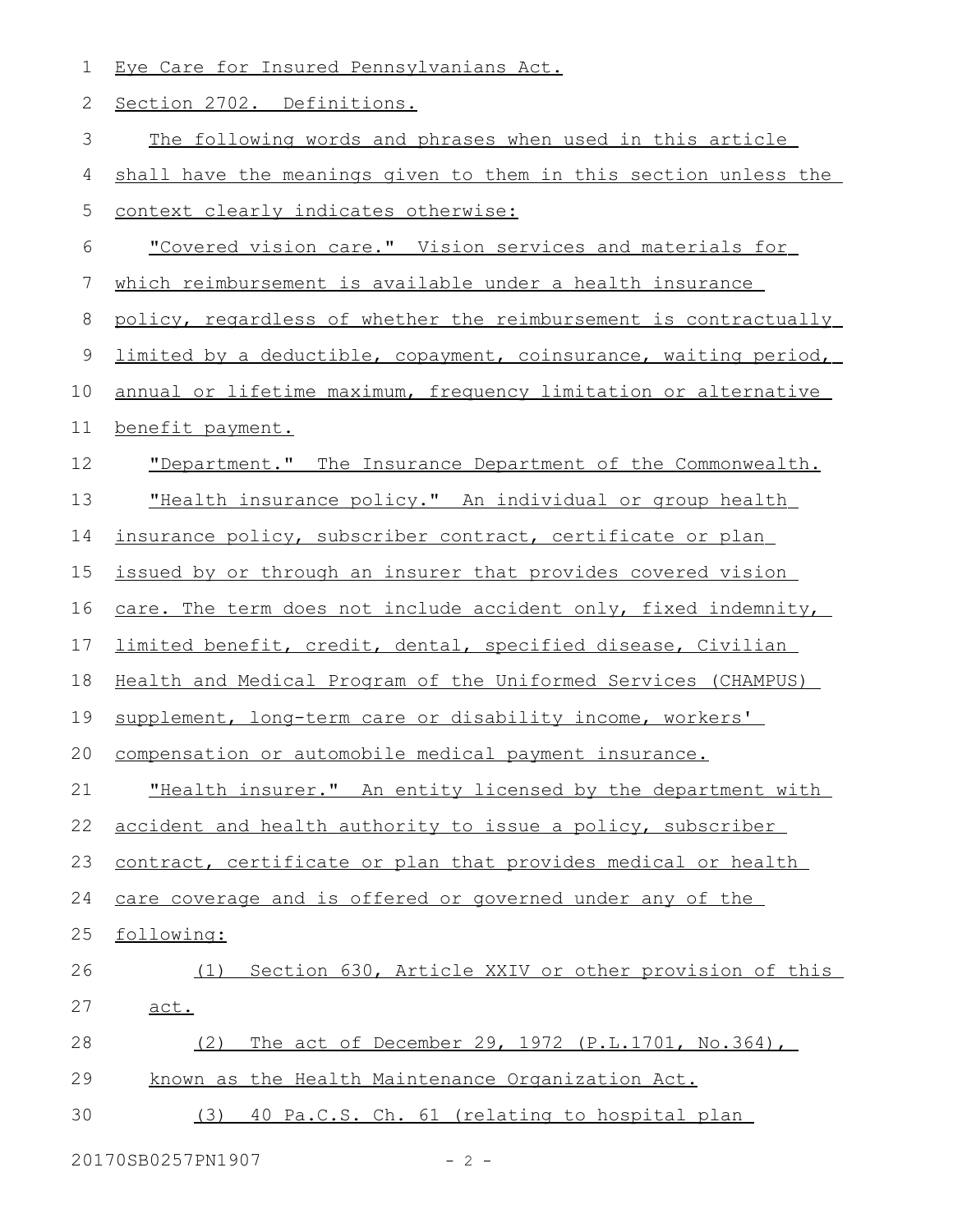Eye Care for Insured Pennsylvanians Act.

Section 2702. Definitions.

The following words and phrases when used in this article shall have the meanings given to them in this section unless the context clearly indicates otherwise:

"Covered vision care." Vision services and materials for which reimbursement is available under a health insurance policy, regardless of whether the reimbursement is contractually limited by a deductible, copayment, coinsurance, waiting period, annual or lifetime maximum, frequency limitation or alternative benefit payment.

"Department." The Insurance Department of the Commonwealth.

"Health insurance policy." An individual or group health insurance policy, subscriber contract, certificate or plan issued by or through an insurer that provides covered vision care. The term does not include accident only, fixed indemnity, limited benefit, credit, dental, specified disease, Civilian Health and Medical Program of the Uniformed Services (CHAMPUS) supplement, long-term care or disability income, workers' compensation or automobile medical payment insurance.

"Health insurer." An entity licensed by the department with accident and health authority to issue a policy, subscriber contract, certificate or plan that provides medical or health care coverage and is offered or governed under any of the following:

(1) Section 630, Article XXIV or other provision of this act.

(2) The act of December 29, 1972 (P.L.1701, No.364), known as the Health Maintenance Organization Act.

(3) 40 Pa.C.S. Ch. 61 (relating to hospital plan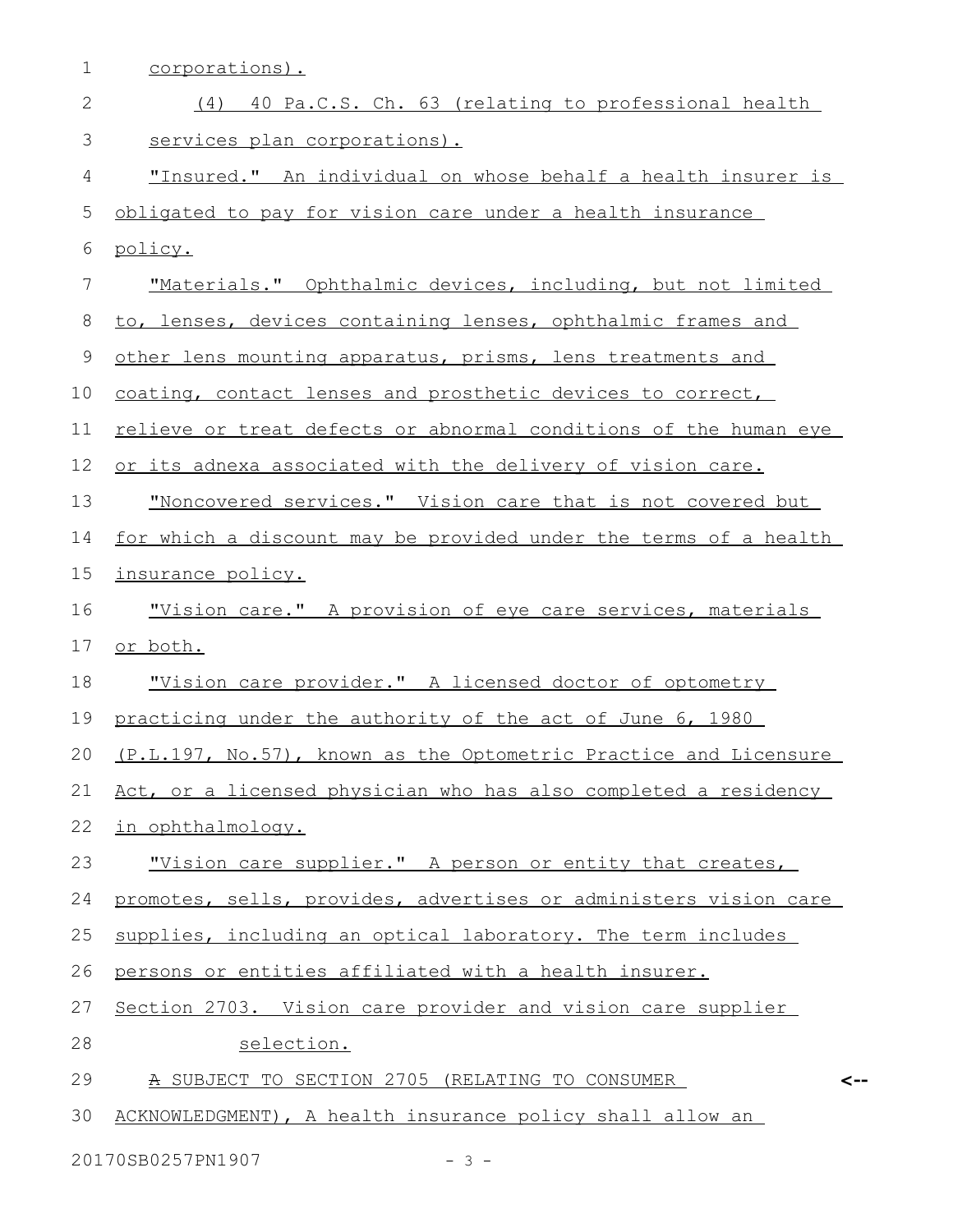corporations).

(4) 40 Pa.C.S. Ch. 63 (relating to professional health services plan corporations).

"Insured." An individual on whose behalf a health insurer is obligated to pay for vision care under a health insurance policy.

"Materials." Ophthalmic devices, including, but not limited to, lenses, devices containing lenses, ophthalmic frames and other lens mounting apparatus, prisms, lens treatments and coating, contact lenses and prosthetic devices to correct, relieve or treat defects or abnormal conditions of the human eye or its adnexa associated with the delivery of vision care.

"Noncovered services." Vision care that is not covered but for which a discount may be provided under the terms of a health insurance policy.

"Vision care." A provision of eye care services, materials or both.

"Vision care provider." A licensed doctor of optometry practicing under the authority of the act of June 6, 1980 (P.L.197, No.57), known as the Optometric Practice and Licensure Act, or a licensed physician who has also completed a residency in ophthalmology.

"Vision care supplier." A person or entity that creates, promotes, sells, provides, advertises or administers vision care supplies, including an optical laboratory. The term includes persons or entities affiliated with a health insurer.

Section 2703. Vision care provider and vision care supplier selection.

~~A~~ SUBJECT TO SECTION 2705 (RELATING TO CONSUMER ACKNOWLEDGMENT), A health insurance policy shall allow an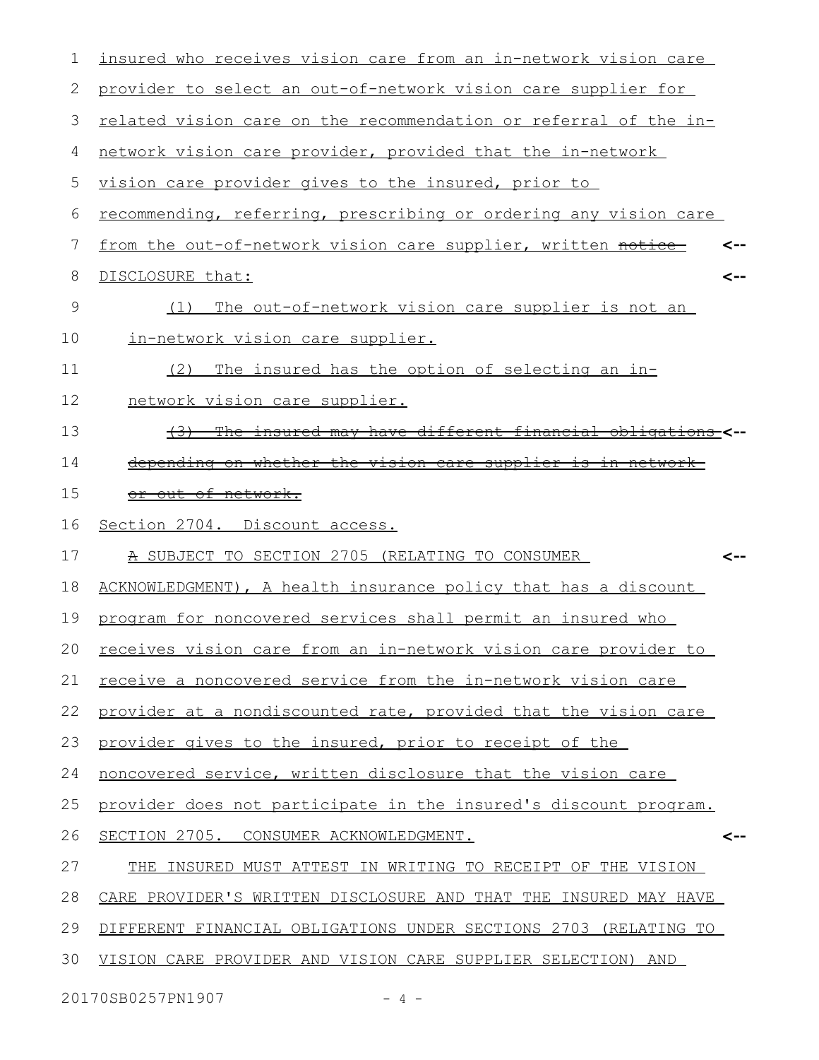insured who receives vision care from an in-network vision care provider to select an out-of-network vision care supplier for related vision care on the recommendation or referral of the in-network vision care provider, provided that the in-network vision care provider gives to the insured, prior to recommending, referring, prescribing or ordering any vision care from the out-of-network vision care supplier, written ~~notice~~ DISCLOSURE that:

(1) The out-of-network vision care supplier is not an in-network vision care supplier.

(2) The insured has the option of selecting an in-network vision care supplier.

~~(3) The insured may have different financial obligations depending on whether the vision care supplier is in-network or out-of-network.~~

Section 2704. Discount access.

~~A~~ SUBJECT TO SECTION 2705 (RELATING TO CONSUMER ACKNOWLEDGMENT), A health insurance policy that has a discount program for noncovered services shall permit an insured who receives vision care from an in-network vision care provider to receive a noncovered service from the in-network vision care provider at a nondiscounted rate, provided that the vision care provider gives to the insured, prior to receipt of the noncovered service, written disclosure that the vision care provider does not participate in the insured's discount program.

SECTION 2705. CONSUMER ACKNOWLEDGMENT.

THE INSURED MUST ATTEST IN WRITING TO RECEIPT OF THE VISION CARE PROVIDER'S WRITTEN DISCLOSURE AND THAT THE INSURED MAY HAVE DIFFERENT FINANCIAL OBLIGATIONS UNDER SECTIONS 2703 (RELATING TO VISION CARE PROVIDER AND VISION CARE SUPPLIER SELECTION) AND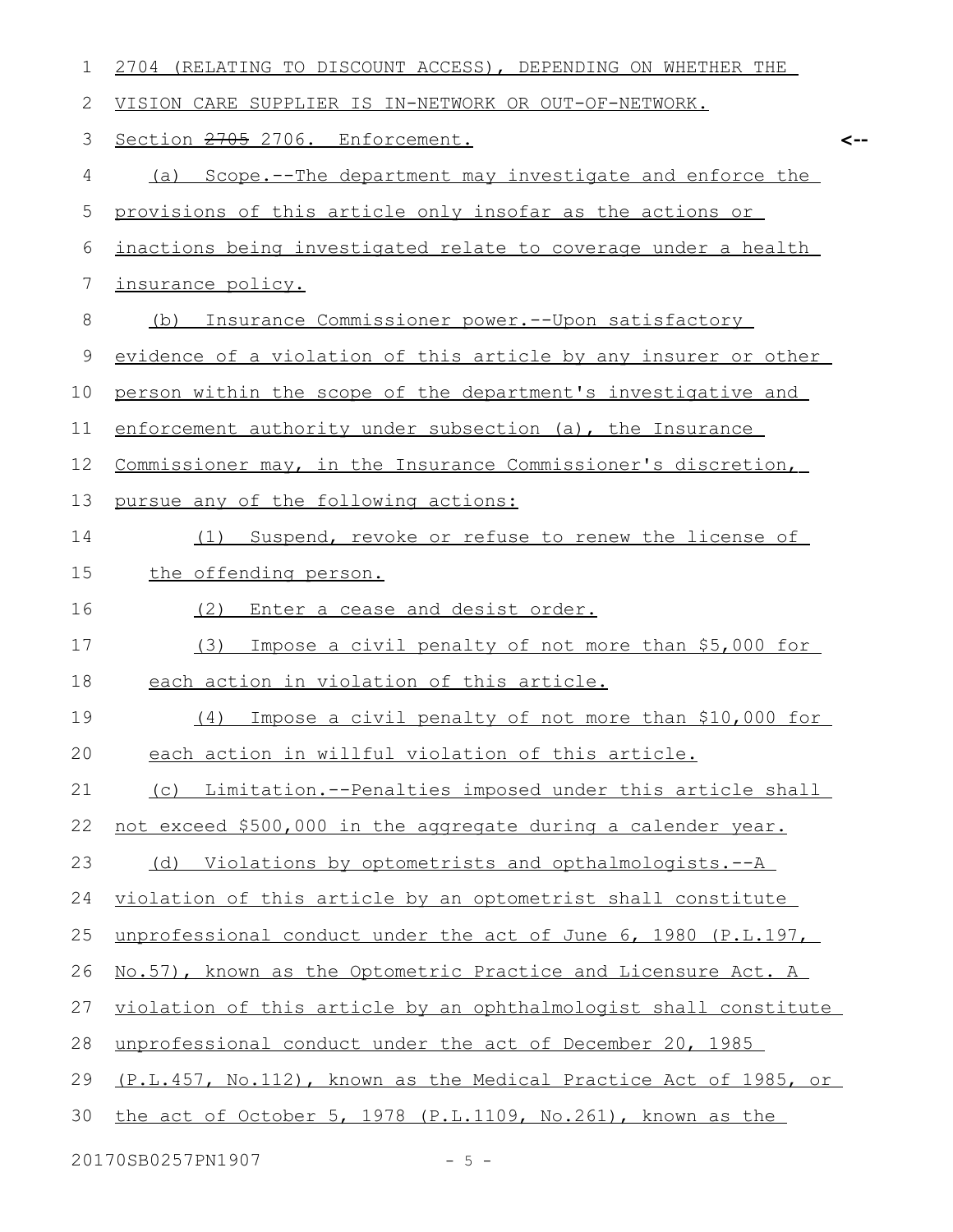2704 (RELATING TO DISCOUNT ACCESS), DEPENDING ON WHETHER THE VISION CARE SUPPLIER IS IN-NETWORK OR OUT-OF-NETWORK.

Section ~~2705~~ 2706. Enforcement.

(a) Scope.--The department may investigate and enforce the provisions of this article only insofar as the actions or inactions being investigated relate to coverage under a health insurance policy.

(b) Insurance Commissioner power.--Upon satisfactory evidence of a violation of this article by any insurer or other person within the scope of the department's investigative and enforcement authority under subsection (a), the Insurance Commissioner may, in the Insurance Commissioner's discretion, pursue any of the following actions:

(1) Suspend, revoke or refuse to renew the license of the offending person.

(2) Enter a cease and desist order.

(3) Impose a civil penalty of not more than $5,000 for each action in violation of this article.

(4) Impose a civil penalty of not more than $10,000 for each action in willful violation of this article.

(c) Limitation.--Penalties imposed under this article shall not exceed $500,000 in the aggregate during a calender year.

(d) Violations by optometrists and opthalmologists.--A violation of this article by an optometrist shall constitute unprofessional conduct under the act of June 6, 1980 (P.L.197, No.57), known as the Optometric Practice and Licensure Act. A violation of this article by an ophthalmologist shall constitute unprofessional conduct under the act of December 20, 1985 (P.L.457, No.112), known as the Medical Practice Act of 1985, or the act of October 5, 1978 (P.L.1109, No.261), known as the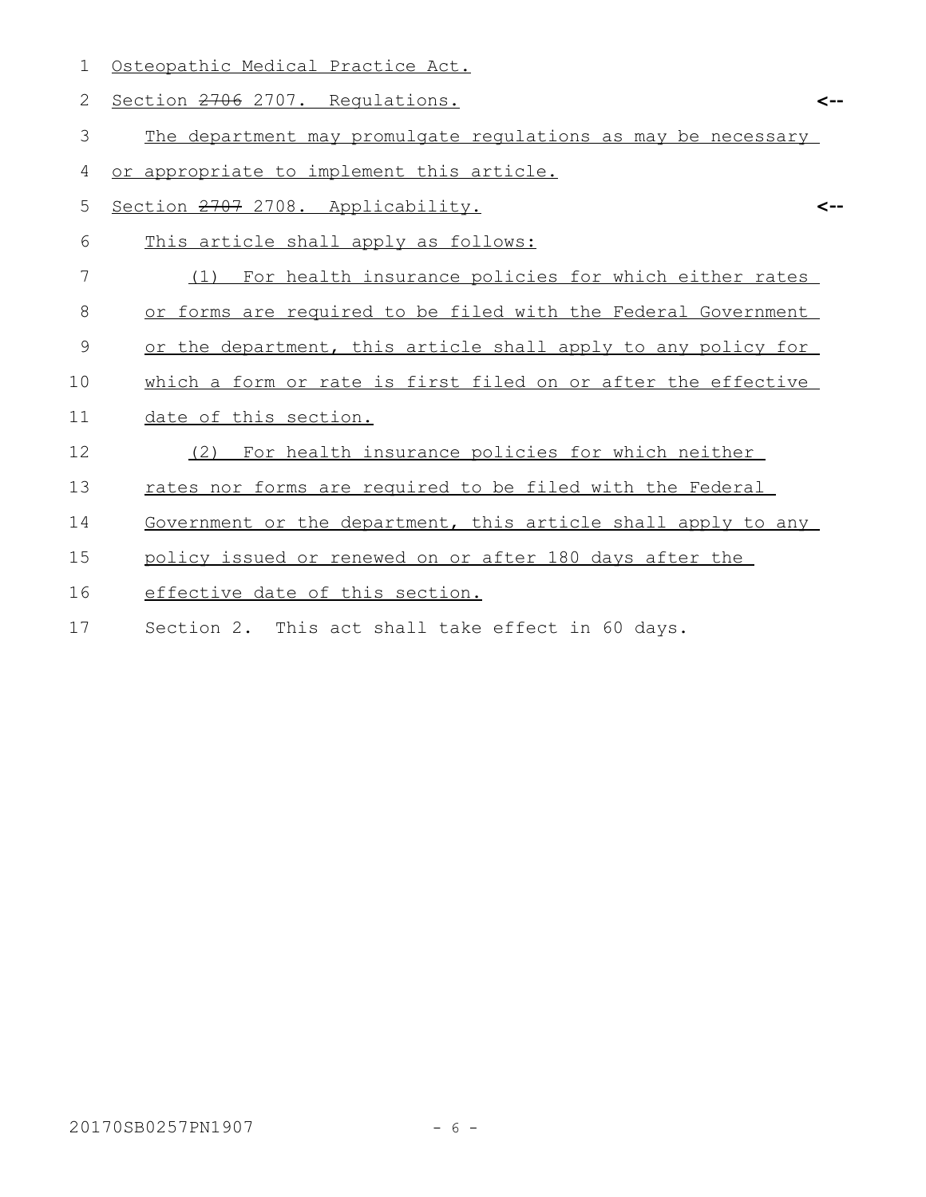Osteopathic Medical Practice Act.

Section ~~2706~~ 2707. Regulations.

The department may promulgate regulations as may be necessary or appropriate to implement this article.

Section ~~2707~~ 2708. Applicability.

This article shall apply as follows:

(1) For health insurance policies for which either rates or forms are required to be filed with the Federal Government or the department, this article shall apply to any policy for which a form or rate is first filed on or after the effective date of this section.

(2) For health insurance policies for which neither rates nor forms are required to be filed with the Federal Government or the department, this article shall apply to any policy issued or renewed on or after 180 days after the effective date of this section.

Section 2. This act shall take effect in 60 days.